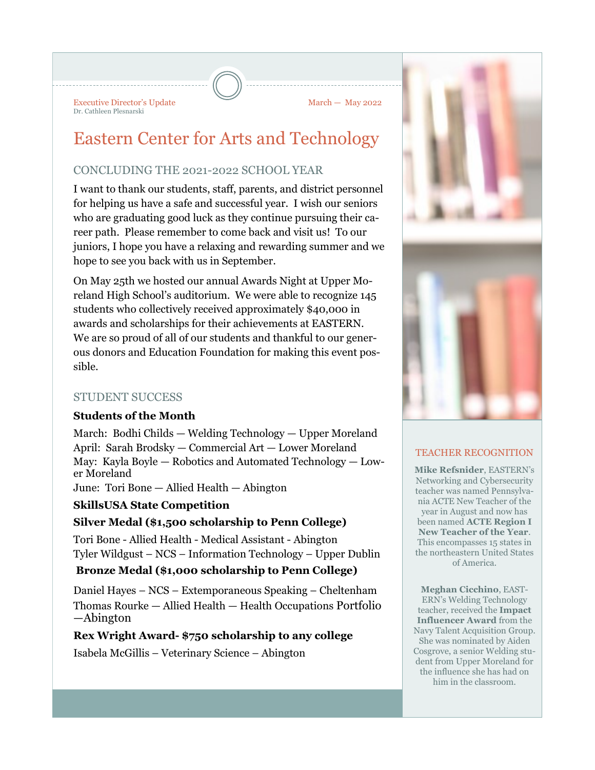Executive Director's Update
Dr. Cathleen Plesnarski

March — May 2022

# Eastern Center for Arts and Technology

## CONCLUDING THE 2021-2022 SCHOOL YEAR

I want to thank our students, staff, parents, and district personnel for helping us have a safe and successful year. I wish our seniors who are graduating good luck as they continue pursuing their career path. Please remember to come back and visit us! To our juniors, I hope you have a relaxing and rewarding summer and we hope to see you back with us in September.

On May 25th we hosted our annual Awards Night at Upper Moreland High School's auditorium. We were able to recognize 145 students who collectively received approximately $40,000 in awards and scholarships for their achievements at EASTERN. We are so proud of all of our students and thankful to our generous donors and Education Foundation for making this event possible.

## STUDENT SUCCESS

**Students of the Month**

March: Bodhi Childs — Welding Technology — Upper Moreland
April: Sarah Brodsky — Commercial Art — Lower Moreland
May: Kayla Boyle — Robotics and Automated Technology — Lower Moreland
June: Tori Bone — Allied Health — Abington

**SkillsUSA State Competition**

**Silver Medal ($1,500 scholarship to Penn College)**

Tori Bone - Allied Health - Medical Assistant - Abington
Tyler Wildgust – NCS – Information Technology – Upper Dublin

**Bronze Medal ($1,000 scholarship to Penn College)**

Daniel Hayes – NCS – Extemporaneous Speaking – Cheltenham
Thomas Rourke — Allied Health — Health Occupations Portfolio —Abington

**Rex Wright Award- $750 scholarship to any college**

Isabela McGillis – Veterinary Science – Abington

## TEACHER RECOGNITION

**Mike Refsnider**, EASTERN's Networking and Cybersecurity teacher was named Pennsylvania ACTE New Teacher of the year in August and now has been named **ACTE Region I New Teacher of the Year**. This encompasses 15 states in the northeastern United States of America.

**Meghan Cicchino**, EASTERN's Welding Technology teacher, received the **Impact Influencer Award** from the Navy Talent Acquisition Group. She was nominated by Aiden Cosgrove, a senior Welding student from Upper Moreland for the influence she has had on him in the classroom.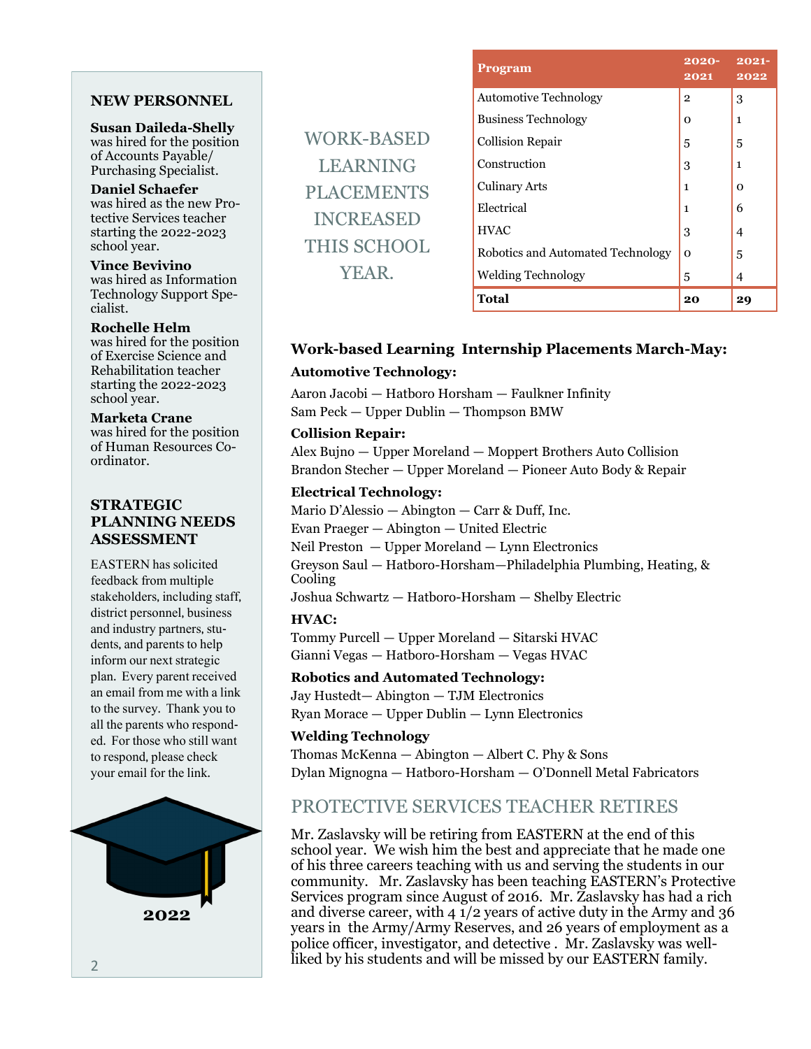## NEW PERSONNEL

**Susan Daileda-Shelly** was hired for the position of Accounts Payable/ Purchasing Specialist.

**Daniel Schaefer** was hired as the new Protective Services teacher starting the 2022-2023 school year.

**Vince Bevivino** was hired as Information Technology Support Specialist.

**Rochelle Helm** was hired for the position of Exercise Science and Rehabilitation teacher starting the 2022-2023 school year.

**Marketa Crane** was hired for the position of Human Resources Coordinator.

## STRATEGIC PLANNING NEEDS ASSESSMENT

EASTERN has solicited feedback from multiple stakeholders, including staff, district personnel, business and industry partners, students, and parents to help inform our next strategic plan. Every parent received an email from me with a link to the survey. Thank you to all the parents who responded. For those who still want to respond, please check your email for the link.

2022

## WORK-BASED LEARNING PLACEMENTS INCREASED THIS SCHOOL YEAR.

| Program | 2020-2021 | 2021-2022 |
|---|---|---|
| Automotive Technology | 2 | 3 |
| Business Technology | 0 | 1 |
| Collision Repair | 5 | 5 |
| Construction | 3 | 1 |
| Culinary Arts | 1 | 0 |
| Electrical | 1 | 6 |
| HVAC | 3 | 4 |
| Robotics and Automated Technology | 0 | 5 |
| Welding Technology | 5 | 4 |
| **Total** | **20** | **29** |

### Work-based Learning Internship Placements March-May:

**Automotive Technology:**

Aaron Jacobi — Hatboro Horsham — Faulkner Infinity
Sam Peck — Upper Dublin — Thompson BMW

**Collision Repair:**

Alex Bujno — Upper Moreland — Moppert Brothers Auto Collision
Brandon Stecher — Upper Moreland — Pioneer Auto Body & Repair

**Electrical Technology:**

Mario D'Alessio — Abington — Carr & Duff, Inc.
Evan Praeger — Abington — United Electric
Neil Preston — Upper Moreland — Lynn Electronics
Greyson Saul — Hatboro-Horsham—Philadelphia Plumbing, Heating, & Cooling
Joshua Schwartz — Hatboro-Horsham — Shelby Electric

**HVAC:**

Tommy Purcell — Upper Moreland — Sitarski HVAC
Gianni Vegas — Hatboro-Horsham — Vegas HVAC

**Robotics and Automated Technology:**

Jay Hustedt— Abington — TJM Electronics
Ryan Morace — Upper Dublin — Lynn Electronics

**Welding Technology**

Thomas McKenna — Abington — Albert C. Phy & Sons
Dylan Mignogna — Hatboro-Horsham — O'Donnell Metal Fabricators

## PROTECTIVE SERVICES TEACHER RETIRES

Mr. Zaslavsky will be retiring from EASTERN at the end of this school year. We wish him the best and appreciate that he made one of his three careers teaching with us and serving the students in our community. Mr. Zaslavsky has been teaching EASTERN's Protective Services program since August of 2016. Mr. Zaslavsky has had a rich and diverse career, with 4 1/2 years of active duty in the Army and 36 years in the Army/Army Reserves, and 26 years of employment as a police officer, investigator, and detective . Mr. Zaslavsky was well-liked by his students and will be missed by our EASTERN family.